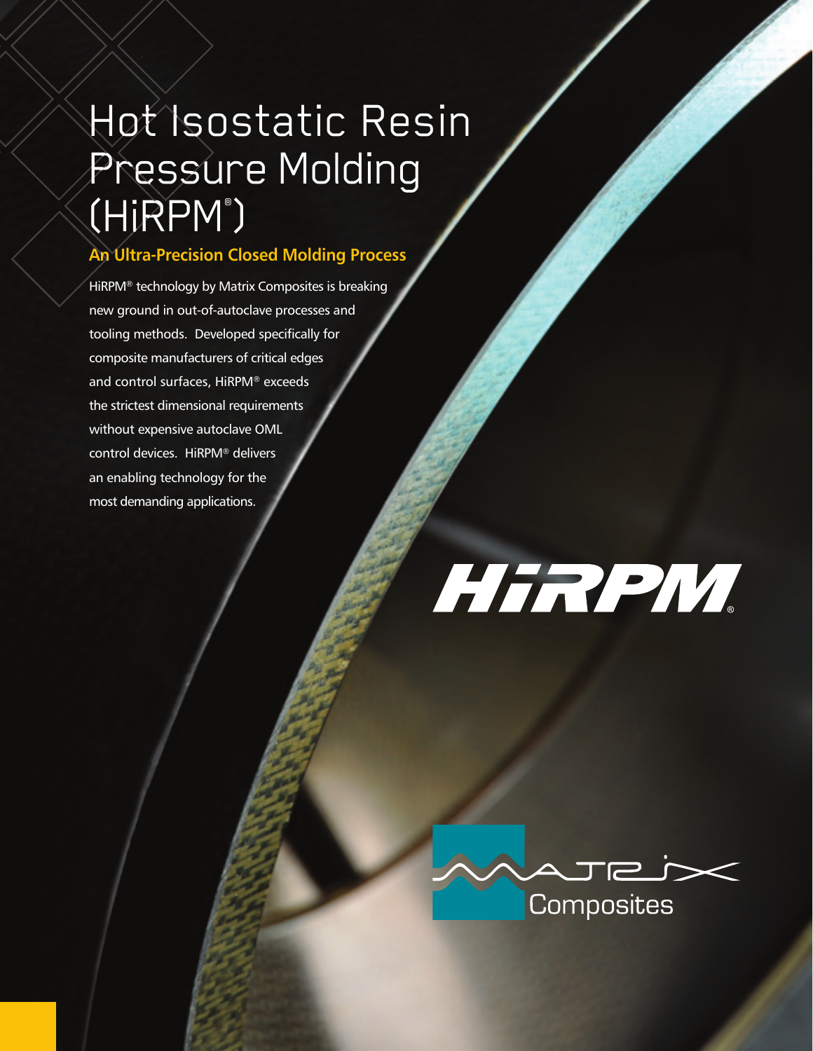# Hot Isostatic Resin Pressure Molding (HiRPM®)

## An Ultra-Precision Closed Molding Process

HiRPM® technology by Matrix Composites is breaking new ground in out-of-autoclave processes and tooling methods. Developed specifically for composite manufacturers of critical edges and control surfaces, HiRPM® exceeds the strictest dimensional requirements without expensive autoclave OML control devices. HiRPM® delivers an enabling technology for the most demanding applications.

HiRPM®

Matrix Composites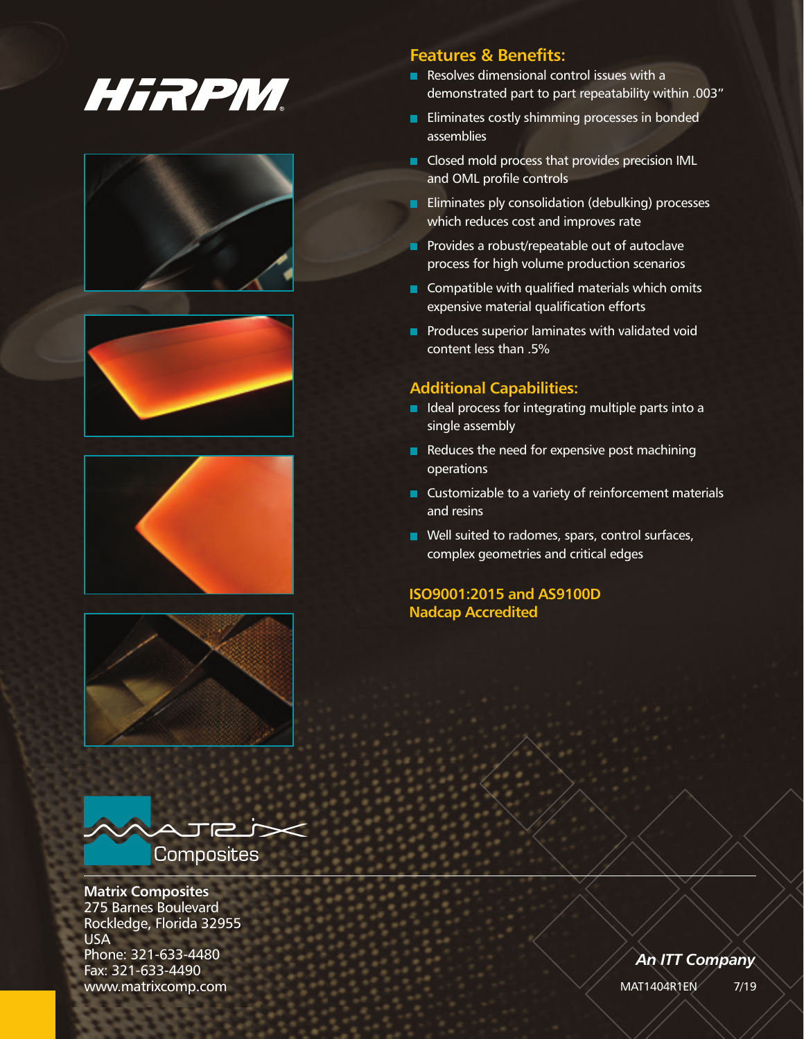# HiRPM®

## Features & Benefits:

- Resolves dimensional control issues with a demonstrated part to part repeatability within .003"
- Eliminates costly shimming processes in bonded assemblies
- Closed mold process that provides precision IML and OML profile controls
- Eliminates ply consolidation (debulking) processes which reduces cost and improves rate
- Provides a robust/repeatable out of autoclave process for high volume production scenarios
- Compatible with qualified materials which omits expensive material qualification efforts
- Produces superior laminates with validated void content less than .5%

## Additional Capabilities:

- Ideal process for integrating multiple parts into a single assembly
- Reduces the need for expensive post machining operations
- Customizable to a variety of reinforcement materials and resins
- Well suited to radomes, spars, control surfaces, complex geometries and critical edges

**ISO9001:2015 and AS9100D**
**Nadcap Accredited**

Matrix Composites

**Matrix Composites**
275 Barnes Boulevard
Rockledge, Florida 32955
USA
Phone: 321-633-4480
Fax: 321-633-4490
www.matrixcomp.com

*An ITT Company*

MAT1404R1EN 7/19